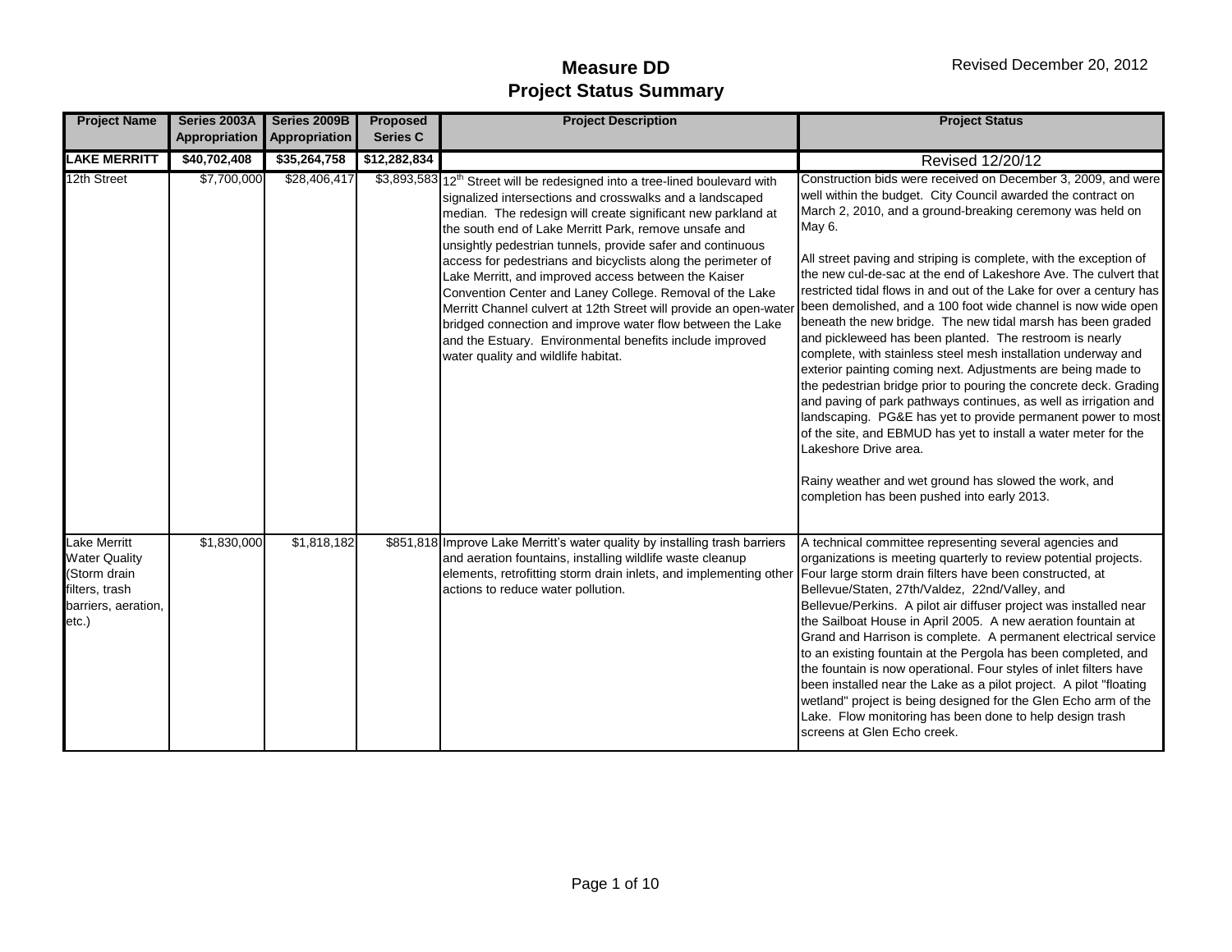# Measure DD
# Project Status Summary

Revised December 20, 2012

| Project Name | Series 2003A Appropriation | Series 2009B Appropriation | Proposed Series C | Project Description | Project Status |
|---|---|---|---|---|---|
| **LAKE MERRITT** | **$40,702,408** | **$35,264,758** | **$12,282,834** | | Revised 12/20/12 |
| 12th Street | $7,700,000 | $28,406,417 | $3,893,583 | 12th Street will be redesigned into a tree-lined boulevard with signalized intersections and crosswalks and a landscaped median. The redesign will create significant new parkland at the south end of Lake Merritt Park, remove unsafe and unsightly pedestrian tunnels, provide safer and continuous access for pedestrians and bicyclists along the perimeter of Lake Merritt, and improved access between the Kaiser Convention Center and Laney College. Removal of the Lake Merritt Channel culvert at 12th Street will provide an open-water bridged connection and improve water flow between the Lake and the Estuary. Environmental benefits include improved water quality and wildlife habitat. | Construction bids were received on December 3, 2009, and were well within the budget. City Council awarded the contract on March 2, 2010, and a ground-breaking ceremony was held on May 6.<br><br>All street paving and striping is complete, with the exception of the new cul-de-sac at the end of Lakeshore Ave. The culvert that restricted tidal flows in and out of the Lake for over a century has been demolished, and a 100 foot wide channel is now wide open beneath the new bridge. The new tidal marsh has been graded and pickleweed has been planted. The restroom is nearly complete, with stainless steel mesh installation underway and exterior painting coming next. Adjustments are being made to the pedestrian bridge prior to pouring the concrete deck. Grading and paving of park pathways continues, as well as irrigation and landscaping. PG&E has yet to provide permanent power to most of the site, and EBMUD has yet to install a water meter for the Lakeshore Drive area.<br><br>Rainy weather and wet ground has slowed the work, and completion has been pushed into early 2013. |
| Lake Merritt Water Quality (Storm drain filters, trash barriers, aeration, etc.) | $1,830,000 | $1,818,182 | $851,818 | Improve Lake Merritt's water quality by installing trash barriers and aeration fountains, installing wildlife waste cleanup elements, retrofitting storm drain inlets, and implementing other actions to reduce water pollution. | A technical committee representing several agencies and organizations is meeting quarterly to review potential projects. Four large storm drain filters have been constructed, at Bellevue/Staten, 27th/Valdez, 22nd/Valley, and Bellevue/Perkins. A pilot air diffuser project was installed near the Sailboat House in April 2005. A new aeration fountain at Grand and Harrison is complete. A permanent electrical service to an existing fountain at the Pergola has been completed, and the fountain is now operational. Four styles of inlet filters have been installed near the Lake as a pilot project. A pilot "floating wetland" project is being designed for the Glen Echo arm of the Lake. Flow monitoring has been done to help design trash screens at Glen Echo creek. |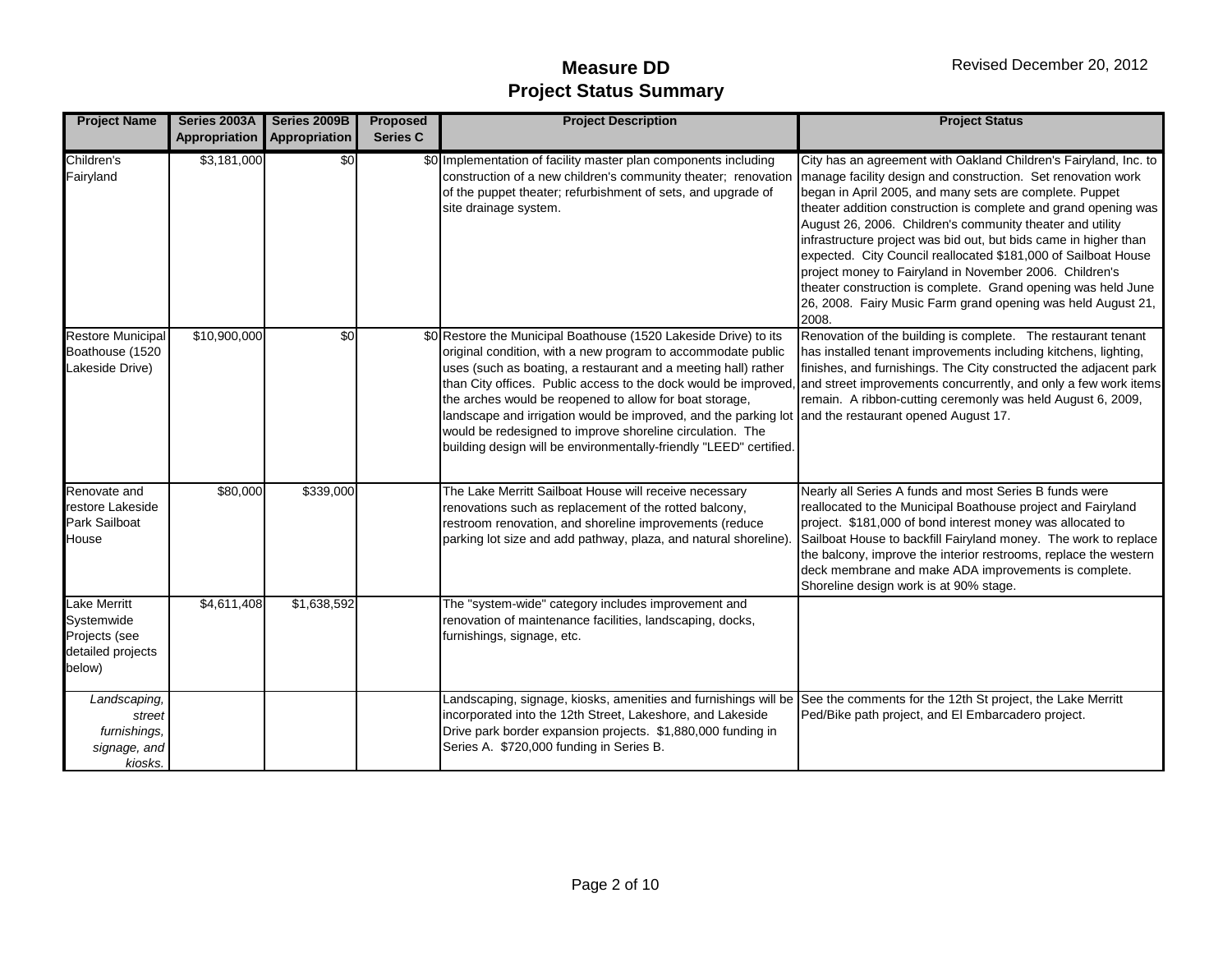# Measure DD
## Project Status Summary

Revised December 20, 2012

| Project Name | Series 2003A Appropriation | Series 2009B Appropriation | Proposed Series C | Project Description | Project Status |
|---|---|---|---|---|---|
| Children's Fairyland | $3,181,000 | $0 | $0 | Implementation of facility master plan components including construction of a new children's community theater; renovation of the puppet theater; refurbishment of sets, and upgrade of site drainage system. | City has an agreement with Oakland Children's Fairyland, Inc. to manage facility design and construction. Set renovation work began in April 2005, and many sets are complete. Puppet theater addition construction is complete and grand opening was August 26, 2006. Children's community theater and utility infrastructure project was bid out, but bids came in higher than expected. City Council reallocated $181,000 of Sailboat House project money to Fairyland in November 2006. Children's theater construction is complete. Grand opening was held June 26, 2008. Fairy Music Farm grand opening was held August 21, 2008. |
| Restore Municipal Boathouse (1520 Lakeside Drive) | $10,900,000 | $0 | $0 | Restore the Municipal Boathouse (1520 Lakeside Drive) to its original condition, with a new program to accommodate public uses (such as boating, a restaurant and a meeting hall) rather than City offices. Public access to the dock would be improved, the arches would be reopened to allow for boat storage, landscape and irrigation would be improved, and the parking lot would be redesigned to improve shoreline circulation. The building design will be environmentally-friendly "LEED" certified. | Renovation of the building is complete. The restaurant tenant has installed tenant improvements including kitchens, lighting, finishes, and furnishings. The City constructed the adjacent park and street improvements concurrently, and only a few work items remain. A ribbon-cutting ceremony was held August 6, 2009, and the restaurant opened August 17. |
| Renovate and restore Lakeside Park Sailboat House | $80,000 | $339,000 | | The Lake Merritt Sailboat House will receive necessary renovations such as replacement of the rotted balcony, restroom renovation, and shoreline improvements (reduce parking lot size and add pathway, plaza, and natural shoreline). | Nearly all Series A funds and most Series B funds were reallocated to the Municipal Boathouse project and Fairyland project. $181,000 of bond interest money was allocated to Sailboat House to backfill Fairyland money. The work to replace the balcony, improve the interior restrooms, replace the western deck membrane and make ADA improvements is complete. Shoreline design work is at 90% stage. |
| Lake Merritt Systemwide Projects (see detailed projects below) | $4,611,408 | $1,638,592 | | The "system-wide" category includes improvement and renovation of maintenance facilities, landscaping, docks, furnishings, signage, etc. | |
| *Landscaping, street furnishings, signage, and kiosks.* | | | | Landscaping, signage, kiosks, amenities and furnishings will be incorporated into the 12th Street, Lakeshore, and Lakeside Drive park border expansion projects. $1,880,000 funding in Series A. $720,000 funding in Series B. | See the comments for the 12th St project, the Lake Merritt Ped/Bike path project, and El Embarcadero project. |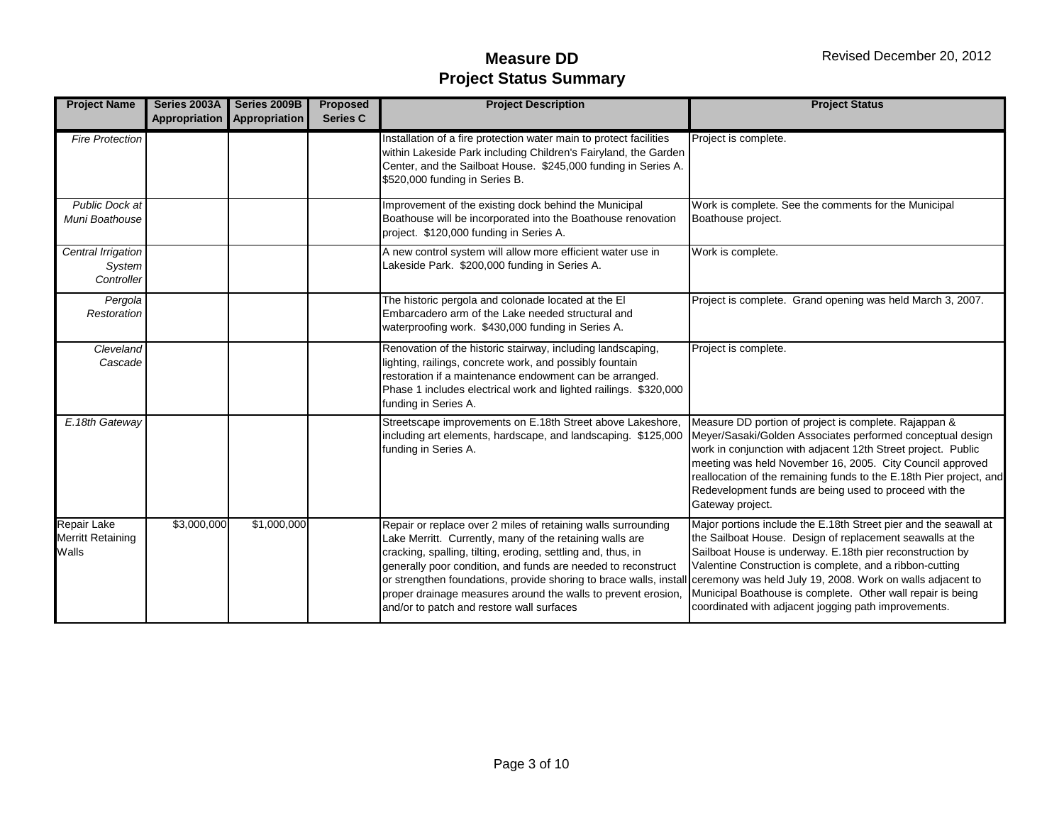# Measure DD
## Project Status Summary

Revised December 20, 2012

| Project Name | Series 2003A Appropriation | Series 2009B Appropriation | Proposed Series C | Project Description | Project Status |
|---|---|---|---|---|---|
| *Fire Protection* | | | | Installation of a fire protection water main to protect facilities within Lakeside Park including Children's Fairyland, the Garden Center, and the Sailboat House. $245,000 funding in Series A. $520,000 funding in Series B. | Project is complete. |
| *Public Dock at Muni Boathouse* | | | | Improvement of the existing dock behind the Municipal Boathouse will be incorporated into the Boathouse renovation project. $120,000 funding in Series A. | Work is complete. See the comments for the Municipal Boathouse project. |
| *Central Irrigation System Controller* | | | | A new control system will allow more efficient water use in Lakeside Park. $200,000 funding in Series A. | Work is complete. |
| *Pergola Restoration* | | | | The historic pergola and colonade located at the El Embarcadero arm of the Lake needed structural and waterproofing work. $430,000 funding in Series A. | Project is complete. Grand opening was held March 3, 2007. |
| *Cleveland Cascade* | | | | Renovation of the historic stairway, including landscaping, lighting, railings, concrete work, and possibly fountain restoration if a maintenance endowment can be arranged. Phase 1 includes electrical work and lighted railings. $320,000 funding in Series A. | Project is complete. |
| *E.18th Gateway* | | | | Streetscape improvements on E.18th Street above Lakeshore, including art elements, hardscape, and landscaping. $125,000 funding in Series A. | Measure DD portion of project is complete. Rajappan & Meyer/Sasaki/Golden Associates performed conceptual design work in conjunction with adjacent 12th Street project. Public meeting was held November 16, 2005. City Council approved reallocation of the remaining funds to the E.18th Pier project, and Redevelopment funds are being used to proceed with the Gateway project. |
| Repair Lake Merritt Retaining Walls | $3,000,000 | $1,000,000 | | Repair or replace over 2 miles of retaining walls surrounding Lake Merritt. Currently, many of the retaining walls are cracking, spalling, tilting, eroding, settling and, thus, in generally poor condition, and funds are needed to reconstruct or strengthen foundations, provide shoring to brace walls, install proper drainage measures around the walls to prevent erosion, and/or to patch and restore wall surfaces | Major portions include the E.18th Street pier and the seawall at the Sailboat House. Design of replacement seawalls at the Sailboat House is underway. E.18th pier reconstruction by Valentine Construction is complete, and a ribbon-cutting ceremony was held July 19, 2008. Work on walls adjacent to Municipal Boathouse is complete. Other wall repair is being coordinated with adjacent jogging path improvements. |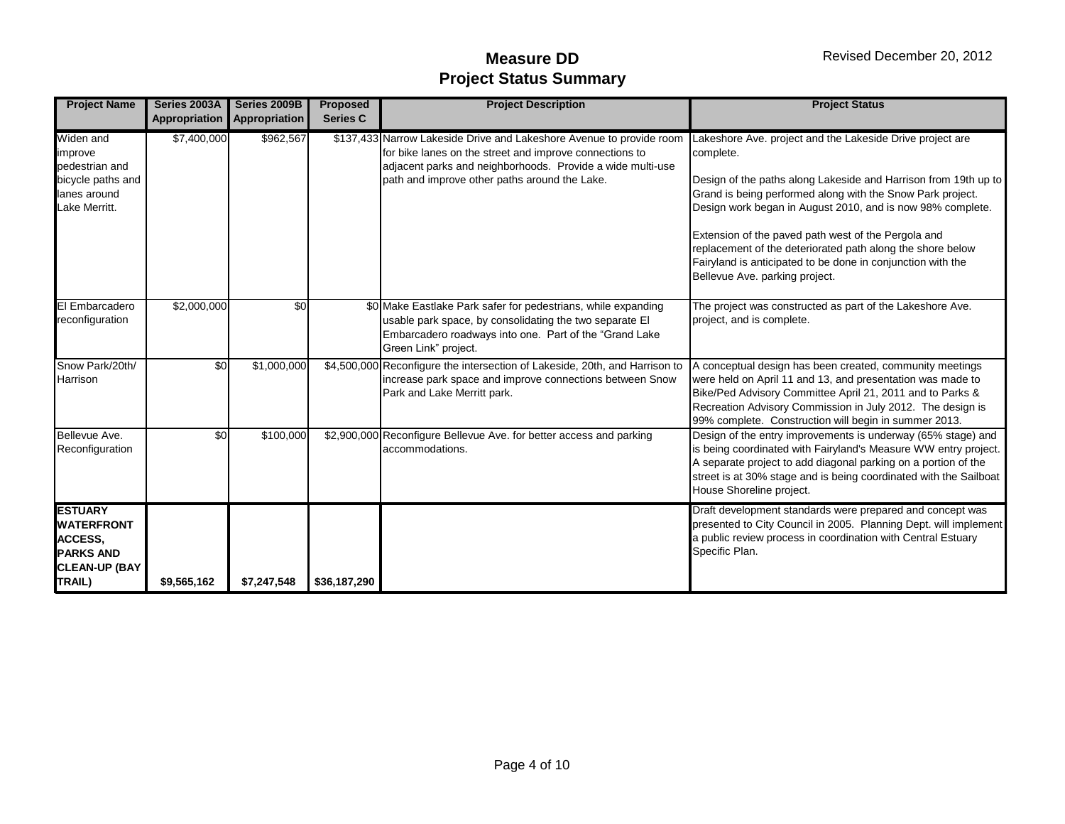# Measure DD
## Project Status Summary

Revised December 20, 2012

| Project Name | Series 2003A Appropriation | Series 2009B Appropriation | Proposed Series C | Project Description | Project Status |
|---|---|---|---|---|---|
| Widen and improve pedestrian and bicycle paths and lanes around Lake Merritt. | $7,400,000 | $962,567 | $137,433 | Narrow Lakeside Drive and Lakeshore Avenue to provide room for bike lanes on the street and improve connections to adjacent parks and neighborhoods. Provide a wide multi-use path and improve other paths around the Lake. | Lakeshore Ave. project and the Lakeside Drive project are complete.<br><br>Design of the paths along Lakeside and Harrison from 19th up to Grand is being performed along with the Snow Park project. Design work began in August 2010, and is now 98% complete.<br><br>Extension of the paved path west of the Pergola and replacement of the deteriorated path along the shore below Fairyland is anticipated to be done in conjunction with the Bellevue Ave. parking project. |
| El Embarcadero reconfiguration | $2,000,000 | $0 | $0 | Make Eastlake Park safer for pedestrians, while expanding usable park space, by consolidating the two separate El Embarcadero roadways into one. Part of the "Grand Lake Green Link" project. | The project was constructed as part of the Lakeshore Ave. project, and is complete. |
| Snow Park/20th/ Harrison | $0 | $1,000,000 | $4,500,000 | Reconfigure the intersection of Lakeside, 20th, and Harrison to increase park space and improve connections between Snow Park and Lake Merritt park. | A conceptual design has been created, community meetings were held on April 11 and 13, and presentation was made to Bike/Ped Advisory Committee April 21, 2011 and to Parks & Recreation Advisory Commission in July 2012. The design is 99% complete. Construction will begin in summer 2013. |
| Bellevue Ave. Reconfiguration | $0 | $100,000 | $2,900,000 | Reconfigure Bellevue Ave. for better access and parking accommodations. | Design of the entry improvements is underway (65% stage) and is being coordinated with Fairyland's Measure WW entry project. A separate project to add diagonal parking on a portion of the street is at 30% stage and is being coordinated with the Sailboat House Shoreline project. |
| **ESTUARY WATERFRONT ACCESS, PARKS AND CLEAN-UP (BAY TRAIL)** | **$9,565,162** | **$7,247,548** | **$36,187,290** | | Draft development standards were prepared and concept was presented to City Council in 2005. Planning Dept. will implement a public review process in coordination with Central Estuary Specific Plan. |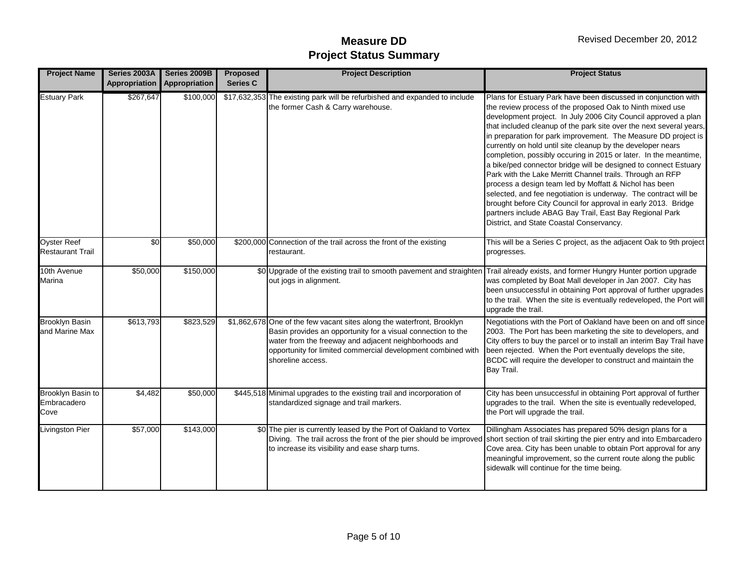# Measure DD
# Project Status Summary

Revised December 20, 2012

| Project Name | Series 2003A Appropriation | Series 2009B Appropriation | Proposed Series C | Project Description | Project Status |
|---|---|---|---|---|---|
| Estuary Park | $267,647 | $100,000 | $17,632,353 | The existing park will be refurbished and expanded to include the former Cash & Carry warehouse. | Plans for Estuary Park have been discussed in conjunction with the review process of the proposed Oak to Ninth mixed use development project. In July 2006 City Council approved a plan that included cleanup of the park site over the next several years, in preparation for park improvement. The Measure DD project is currently on hold until site cleanup by the developer nears completion, possibly occuring in 2015 or later. In the meantime, a bike/ped connector bridge will be designed to connect Estuary Park with the Lake Merritt Channel trails. Through an RFP process a design team led by Moffatt & Nichol has been selected, and fee negotiation is underway. The contract will be brought before City Council for approval in early 2013. Bridge partners include ABAG Bay Trail, East Bay Regional Park District, and State Coastal Conservancy. |
| Oyster Reef Restaurant Trail | $0 | $50,000 | $200,000 | Connection of the trail across the front of the existing restaurant. | This will be a Series C project, as the adjacent Oak to 9th project progresses. |
| 10th Avenue Marina | $50,000 | $150,000 | $0 | Upgrade of the existing trail to smooth pavement and straighten out jogs in alignment. | Trail already exists, and former Hungry Hunter portion upgrade was completed by Boat Mall developer in Jan 2007. City has been unsuccessful in obtaining Port approval of further upgrades to the trail. When the site is eventually redeveloped, the Port will upgrade the trail. |
| Brooklyn Basin and Marine Max | $613,793 | $823,529 | $1,862,678 | One of the few vacant sites along the waterfront, Brooklyn Basin provides an opportunity for a visual connection to the water from the freeway and adjacent neighborhoods and opportunity for limited commercial development combined with shoreline access. | Negotiations with the Port of Oakland have been on and off since 2003. The Port has been marketing the site to developers, and City offers to buy the parcel or to install an interim Bay Trail have been rejected. When the Port eventually develops the site, BCDC will require the developer to construct and maintain the Bay Trail. |
| Brooklyn Basin to Embracadero Cove | $4,482 | $50,000 | $445,518 | Minimal upgrades to the existing trail and incorporation of standardized signage and trail markers. | City has been unsuccessful in obtaining Port approval of further upgrades to the trail. When the site is eventually redeveloped, the Port will upgrade the trail. |
| Livingston Pier | $57,000 | $143,000 | $0 | The pier is currently leased by the Port of Oakland to Vortex Diving. The trail across the front of the pier should be improved to increase its visibility and ease sharp turns. | Dillingham Associates has prepared 50% design plans for a short section of trail skirting the pier entry and into Embarcadero Cove area. City has been unable to obtain Port approval for any meaningful improvement, so the current route along the public sidewalk will continue for the time being. |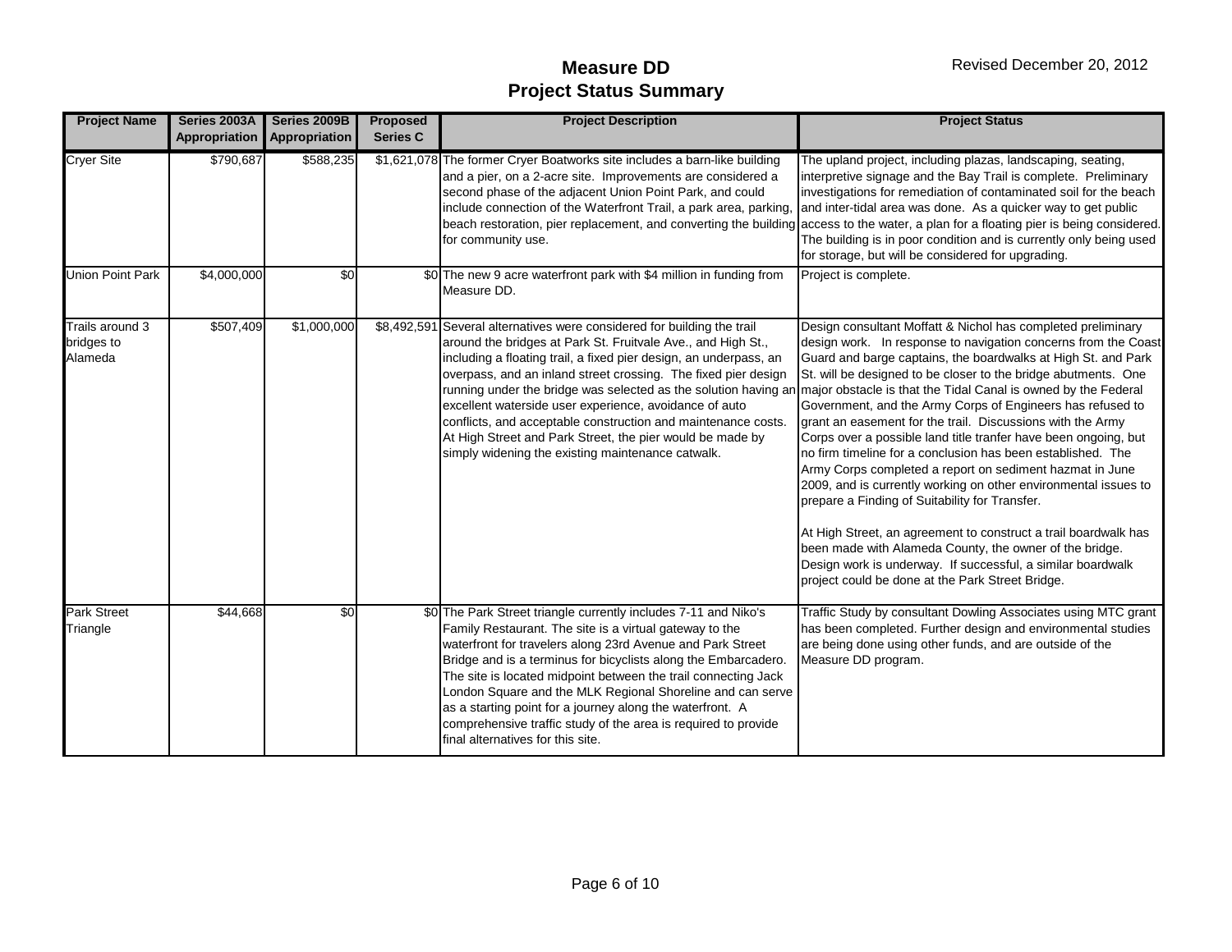# Measure DD
# Project Status Summary

Revised December 20, 2012

| Project Name | Series 2003A Appropriation | Series 2009B Appropriation | Proposed Series C | Project Description | Project Status |
|---|---|---|---|---|---|
| Cryer Site | $790,687 | $588,235 | $1,621,078 | The former Cryer Boatworks site includes a barn-like building and a pier, on a 2-acre site. Improvements are considered a second phase of the adjacent Union Point Park, and could include connection of the Waterfront Trail, a park area, parking, beach restoration, pier replacement, and converting the building for community use. | The upland project, including plazas, landscaping, seating, interpretive signage and the Bay Trail is complete. Preliminary investigations for remediation of contaminated soil for the beach and inter-tidal area was done. As a quicker way to get public access to the water, a plan for a floating pier is being considered. The building is in poor condition and is currently only being used for storage, but will be considered for upgrading. |
| Union Point Park | $4,000,000 | $0 | $0 | The new 9 acre waterfront park with $4 million in funding from Measure DD. | Project is complete. |
| Trails around 3 bridges to Alameda | $507,409 | $1,000,000 | $8,492,591 | Several alternatives were considered for building the trail around the bridges at Park St. Fruitvale Ave., and High St., including a floating trail, a fixed pier design, an underpass, an overpass, and an inland street crossing. The fixed pier design running under the bridge was selected as the solution having an excellent waterside user experience, avoidance of auto conflicts, and acceptable construction and maintenance costs. At High Street and Park Street, the pier would be made by simply widening the existing maintenance catwalk. | Design consultant Moffatt & Nichol has completed preliminary design work. In response to navigation concerns from the Coast Guard and barge captains, the boardwalks at High St. and Park St. will be designed to be closer to the bridge abutments. One major obstacle is that the Tidal Canal is owned by the Federal Government, and the Army Corps of Engineers has refused to grant an easement for the trail. Discussions with the Army Corps over a possible land title tranfer have been ongoing, but no firm timeline for a conclusion has been established. The Army Corps completed a report on sediment hazmat in June 2009, and is currently working on other environmental issues to prepare a Finding of Suitability for Transfer.<br><br>At High Street, an agreement to construct a trail boardwalk has been made with Alameda County, the owner of the bridge. Design work is underway. If successful, a similar boardwalk project could be done at the Park Street Bridge. |
| Park Street Triangle | $44,668 | $0 | $0 | The Park Street triangle currently includes 7-11 and Niko's Family Restaurant. The site is a virtual gateway to the waterfront for travelers along 23rd Avenue and Park Street Bridge and is a terminus for bicyclists along the Embarcadero. The site is located midpoint between the trail connecting Jack London Square and the MLK Regional Shoreline and can serve as a starting point for a journey along the waterfront. A comprehensive traffic study of the area is required to provide final alternatives for this site. | Traffic Study by consultant Dowling Associates using MTC grant has been completed. Further design and environmental studies are being done using other funds, and are outside of the Measure DD program. |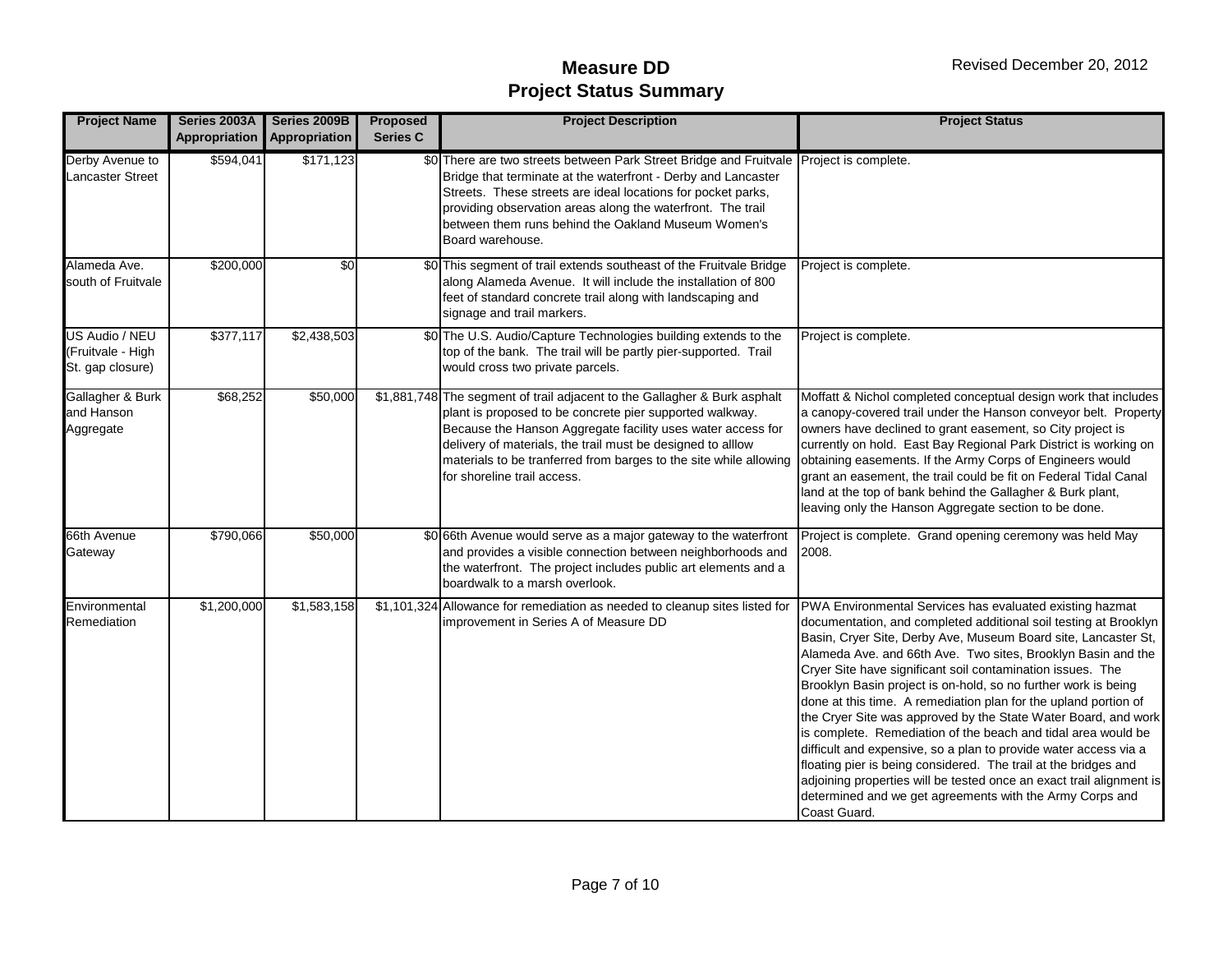# Measure DD
# Project Status Summary

Revised December 20, 2012

| Project Name | Series 2003A Appropriation | Series 2009B Appropriation | Proposed Series C | Project Description | Project Status |
|---|---|---|---|---|---|
| Derby Avenue to Lancaster Street | $594,041 | $171,123 | $0 | There are two streets between Park Street Bridge and Fruitvale Bridge that terminate at the waterfront - Derby and Lancaster Streets. These streets are ideal locations for pocket parks, providing observation areas along the waterfront. The trail between them runs behind the Oakland Museum Women's Board warehouse. | Project is complete. |
| Alameda Ave. south of Fruitvale | $200,000 | $0 | $0 | This segment of trail extends southeast of the Fruitvale Bridge along Alameda Avenue. It will include the installation of 800 feet of standard concrete trail along with landscaping and signage and trail markers. | Project is complete. |
| US Audio / NEU (Fruitvale - High St. gap closure) | $377,117 | $2,438,503 | $0 | The U.S. Audio/Capture Technologies building extends to the top of the bank. The trail will be partly pier-supported. Trail would cross two private parcels. | Project is complete. |
| Gallagher & Burk and Hanson Aggregate | $68,252 | $50,000 | $1,881,748 | The segment of trail adjacent to the Gallagher & Burk asphalt plant is proposed to be concrete pier supported walkway. Because the Hanson Aggregate facility uses water access for delivery of materials, the trail must be designed to alllow materials to be tranferred from barges to the site while allowing for shoreline trail access. | Moffatt & Nichol completed conceptual design work that includes a canopy-covered trail under the Hanson conveyor belt. Property owners have declined to grant easement, so City project is currently on hold. East Bay Regional Park District is working on obtaining easements. If the Army Corps of Engineers would grant an easement, the trail could be fit on Federal Tidal Canal land at the top of bank behind the Gallagher & Burk plant, leaving only the Hanson Aggregate section to be done. |
| 66th Avenue Gateway | $790,066 | $50,000 | $0 | 66th Avenue would serve as a major gateway to the waterfront and provides a visible connection between neighborhoods and the waterfront. The project includes public art elements and a boardwalk to a marsh overlook. | Project is complete. Grand opening ceremony was held May 2008. |
| Environmental Remediation | $1,200,000 | $1,583,158 | $1,101,324 | Allowance for remediation as needed to cleanup sites listed for improvement in Series A of Measure DD | PWA Environmental Services has evaluated existing hazmat documentation, and completed additional soil testing at Brooklyn Basin, Cryer Site, Derby Ave, Museum Board site, Lancaster St, Alameda Ave. and 66th Ave. Two sites, Brooklyn Basin and the Cryer Site have significant soil contamination issues. The Brooklyn Basin project is on-hold, so no further work is being done at this time. A remediation plan for the upland portion of the Cryer Site was approved by the State Water Board, and work is complete. Remediation of the beach and tidal area would be difficult and expensive, so a plan to provide water access via a floating pier is being considered. The trail at the bridges and adjoining properties will be tested once an exact trail alignment is determined and we get agreements with the Army Corps and Coast Guard. |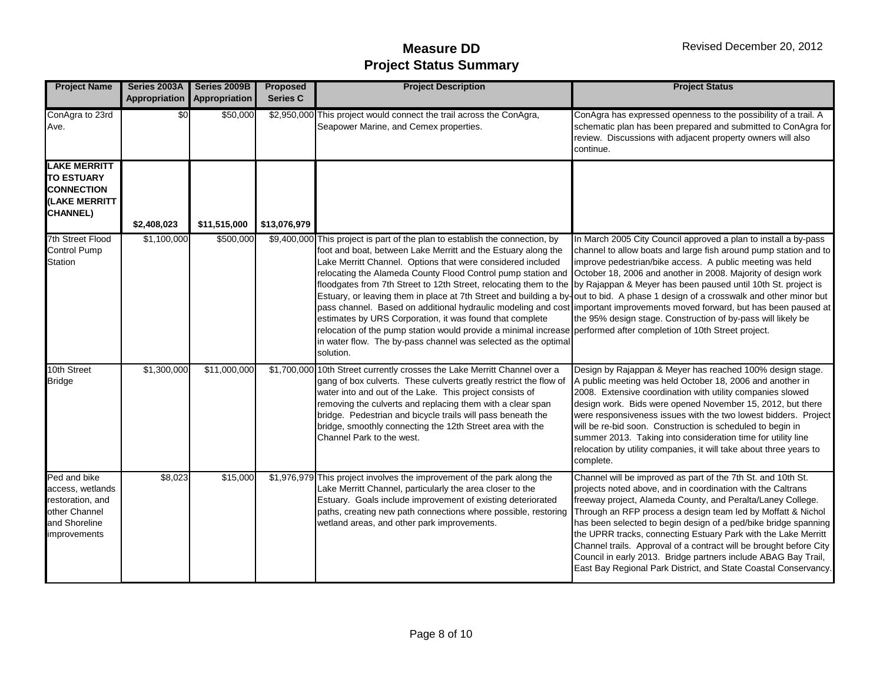# Measure DD
## Project Status Summary

Revised December 20, 2012

| Project Name | Series 2003A Appropriation | Series 2009B Appropriation | Proposed Series C | Project Description | Project Status |
|---|---|---|---|---|---|
| ConAgra to 23rd Ave. | $0 | $50,000 | $2,950,000 | This project would connect the trail across the ConAgra, Seapower Marine, and Cemex properties. | ConAgra has expressed openness to the possibility of a trail. A schematic plan has been prepared and submitted to ConAgra for review. Discussions with adjacent property owners will also continue. |
| **LAKE MERRITT TO ESTUARY CONNECTION (LAKE MERRITT CHANNEL)** | **$2,408,023** | **$11,515,000** | **$13,076,979** | | |
| 7th Street Flood Control Pump Station | $1,100,000 | $500,000 | $9,400,000 | This project is part of the plan to establish the connection, by foot and boat, between Lake Merritt and the Estuary along the Lake Merritt Channel. Options that were considered included relocating the Alameda County Flood Control pump station and floodgates from 7th Street to 12th Street, relocating them to the Estuary, or leaving them in place at 7th Street and building a by-pass channel. Based on additional hydraulic modeling and cost estimates by URS Corporation, it was found that complete relocation of the pump station would provide a minimal increase in water flow. The by-pass channel was selected as the optimal solution. | In March 2005 City Council approved a plan to install a by-pass channel to allow boats and large fish around pump station and to improve pedestrian/bike access. A public meeting was held October 18, 2006 and another in 2008. Majority of design work by Rajappan & Meyer has been paused until 10th St. project is out to bid. A phase 1 design of a crosswalk and other minor but important improvements moved forward, but has been paused at the 95% design stage. Construction of by-pass will likely be performed after completion of 10th Street project. |
| 10th Street Bridge | $1,300,000 | $11,000,000 | $1,700,000 | 10th Street currently crosses the Lake Merritt Channel over a gang of box culverts. These culverts greatly restrict the flow of water into and out of the Lake. This project consists of removing the culverts and replacing them with a clear span bridge. Pedestrian and bicycle trails will pass beneath the bridge, smoothly connecting the 12th Street area with the Channel Park to the west. | Design by Rajappan & Meyer has reached 100% design stage. A public meeting was held October 18, 2006 and another in 2008. Extensive coordination with utility companies slowed design work. Bids were opened November 15, 2012, but there were responsiveness issues with the two lowest bidders. Project will be re-bid soon. Construction is scheduled to begin in summer 2013. Taking into consideration time for utility line relocation by utility companies, it will take about three years to complete. |
| Ped and bike access, wetlands restoration, and other Channel and Shoreline improvements | $8,023 | $15,000 | $1,976,979 | This project involves the improvement of the park along the Lake Merritt Channel, particularly the area closer to the Estuary. Goals include improvement of existing deteriorated paths, creating new path connections where possible, restoring wetland areas, and other park improvements. | Channel will be improved as part of the 7th St. and 10th St. projects noted above, and in coordination with the Caltrans freeway project, Alameda County, and Peralta/Laney College. Through an RFP process a design team led by Moffatt & Nichol has been selected to begin design of a ped/bike bridge spanning the UPRR tracks, connecting Estuary Park with the Lake Merritt Channel trails. Approval of a contract will be brought before City Council in early 2013. Bridge partners include ABAG Bay Trail, East Bay Regional Park District, and State Coastal Conservancy. |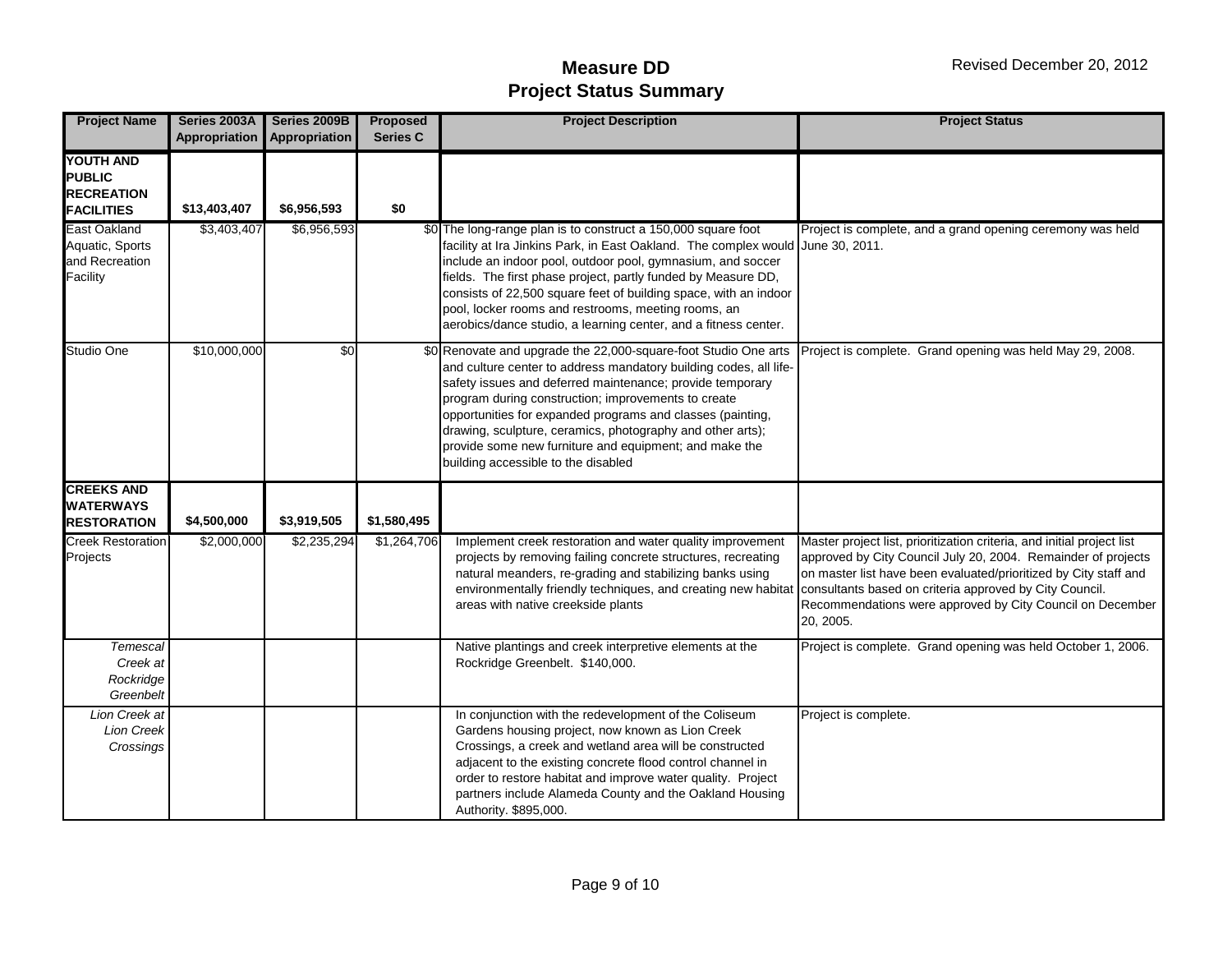# Measure DD
# Project Status Summary

Revised December 20, 2012

| Project Name | Series 2003A Appropriation | Series 2009B Appropriation | Proposed Series C | Project Description | Project Status |
|---|---|---|---|---|---|
| **YOUTH AND PUBLIC RECREATION FACILITIES** | **$13,403,407** | **$6,956,593** | **$0** | | |
| East Oakland Aquatic, Sports and Recreation Facility | $3,403,407 | $6,956,593 | $0 | The long-range plan is to construct a 150,000 square foot facility at Ira Jinkins Park, in East Oakland. The complex would include an indoor pool, outdoor pool, gymnasium, and soccer fields. The first phase project, partly funded by Measure DD, consists of 22,500 square feet of building space, with an indoor pool, locker rooms and restrooms, meeting rooms, an aerobics/dance studio, a learning center, and a fitness center. | Project is complete, and a grand opening ceremony was held June 30, 2011. |
| Studio One | $10,000,000 | $0 | $0 | Renovate and upgrade the 22,000-square-foot Studio One arts and culture center to address mandatory building codes, all life-safety issues and deferred maintenance; provide temporary program during construction; improvements to create opportunities for expanded programs and classes (painting, drawing, sculpture, ceramics, photography and other arts); provide some new furniture and equipment; and make the building accessible to the disabled | Project is complete. Grand opening was held May 29, 2008. |
| **CREEKS AND WATERWAYS RESTORATION** | **$4,500,000** | **$3,919,505** | **$1,580,495** | | |
| Creek Restoration Projects | $2,000,000 | $2,235,294 | $1,264,706 | Implement creek restoration and water quality improvement projects by removing failing concrete structures, recreating natural meanders, re-grading and stabilizing banks using environmentally friendly techniques, and creating new habitat areas with native creekside plants | Master project list, prioritization criteria, and initial project list approved by City Council July 20, 2004. Remainder of projects on master list have been evaluated/prioritized by City staff and consultants based on criteria approved by City Council. Recommendations were approved by City Council on December 20, 2005. |
| *Temescal Creek at Rockridge Greenbelt* | | | | Native plantings and creek interpretive elements at the Rockridge Greenbelt. $140,000. | Project is complete. Grand opening was held October 1, 2006. |
| *Lion Creek at Lion Creek Crossings* | | | | In conjunction with the redevelopment of the Coliseum Gardens housing project, now known as Lion Creek Crossings, a creek and wetland area will be constructed adjacent to the existing concrete flood control channel in order to restore habitat and improve water quality. Project partners include Alameda County and the Oakland Housing Authority. $895,000. | Project is complete. |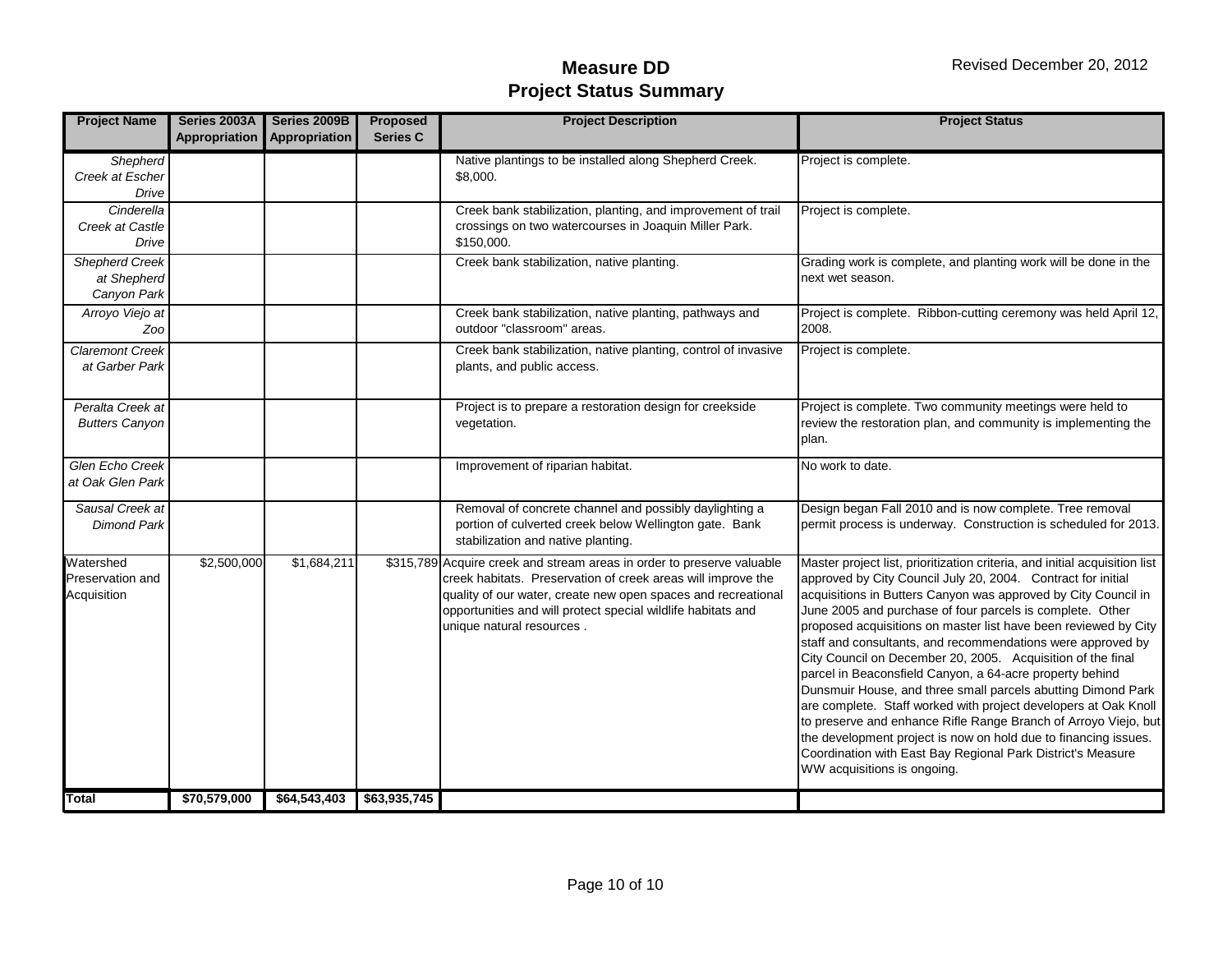# Measure DD
# Project Status Summary

Revised December 20, 2012

| Project Name | Series 2003A Appropriation | Series 2009B Appropriation | Proposed Series C | Project Description | Project Status |
|---|---|---|---|---|---|
| *Shepherd Creek at Escher Drive* | | | | Native plantings to be installed along Shepherd Creek. $8,000. | Project is complete. |
| *Cinderella Creek at Castle Drive* | | | | Creek bank stabilization, planting, and improvement of trail crossings on two watercourses in Joaquin Miller Park. $150,000. | Project is complete. |
| *Shepherd Creek at Shepherd Canyon Park* | | | | Creek bank stabilization, native planting. | Grading work is complete, and planting work will be done in the next wet season. |
| *Arroyo Viejo at Zoo* | | | | Creek bank stabilization, native planting, pathways and outdoor "classroom" areas. | Project is complete. Ribbon-cutting ceremony was held April 12, 2008. |
| *Claremont Creek at Garber Park* | | | | Creek bank stabilization, native planting, control of invasive plants, and public access. | Project is complete. |
| *Peralta Creek at Butters Canyon* | | | | Project is to prepare a restoration design for creekside vegetation. | Project is complete. Two community meetings were held to review the restoration plan, and community is implementing the plan. |
| *Glen Echo Creek at Oak Glen Park* | | | | Improvement of riparian habitat. | No work to date. |
| *Sausal Creek at Dimond Park* | | | | Removal of concrete channel and possibly daylighting a portion of culverted creek below Wellington gate. Bank stabilization and native planting. | Design began Fall 2010 and is now complete. Tree removal permit process is underway. Construction is scheduled for 2013. |
| Watershed Preservation and Acquisition | $2,500,000 | $1,684,211 | $315,789 | Acquire creek and stream areas in order to preserve valuable creek habitats. Preservation of creek areas will improve the quality of our water, create new open spaces and recreational opportunities and will protect special wildlife habitats and unique natural resources . | Master project list, prioritization criteria, and initial acquisition list approved by City Council July 20, 2004. Contract for initial acquisitions in Butters Canyon was approved by City Council in June 2005 and purchase of four parcels is complete. Other proposed acquisitions on master list have been reviewed by City staff and consultants, and recommendations were approved by City Council on December 20, 2005. Acquisition of the final parcel in Beaconsfield Canyon, a 64-acre property behind Dunsmuir House, and three small parcels abutting Dimond Park are complete. Staff worked with project developers at Oak Knoll to preserve and enhance Rifle Range Branch of Arroyo Viejo, but the development project is now on hold due to financing issues. Coordination with East Bay Regional Park District's Measure WW acquisitions is ongoing. |
| **Total** | **$70,579,000** | **$64,543,403** | **$63,935,745** | | |